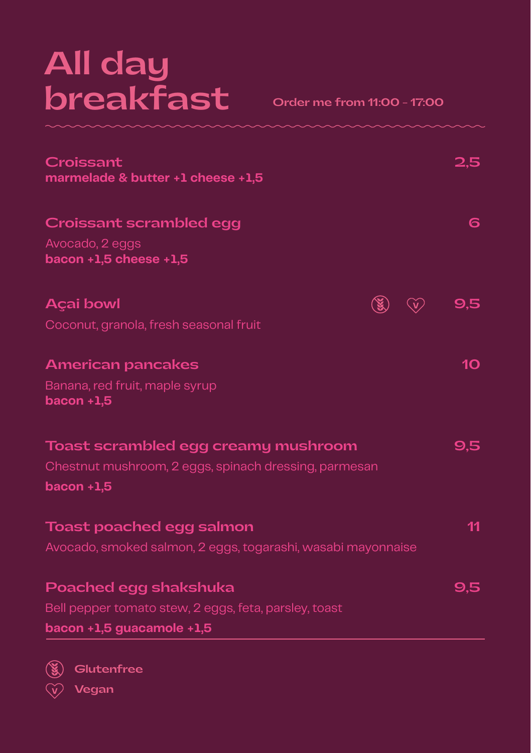# All day breakfast

Order me from 11:00 - 17:00

## Croissant — 2,5

**marmelade & butter +1 cheese +1,5**

## Croissant scrambled egg — 6

Avocado, 2 eggs

**bacon +1,5 cheese +1,5**

## Açai bowl (Glutenfree) (Vegan) — 9,5

Coconut, granola, fresh seasonal fruit

## American pancakes — 10

Banana, red fruit, maple syrup

**bacon +1,5**

## Toast scrambled egg creamy mushroom — 9,5

Chestnut mushroom, 2 eggs, spinach dressing, parmesan

**bacon +1,5**

## Toast poached egg salmon — 11

Avocado, smoked salmon, 2 eggs, togarashi, wasabi mayonnaise

## Poached egg shakshuka — 9,5

Bell pepper tomato stew, 2 eggs, feta, parsley, toast

**bacon +1,5 guacamole +1,5**

---

Glutenfree

Vegan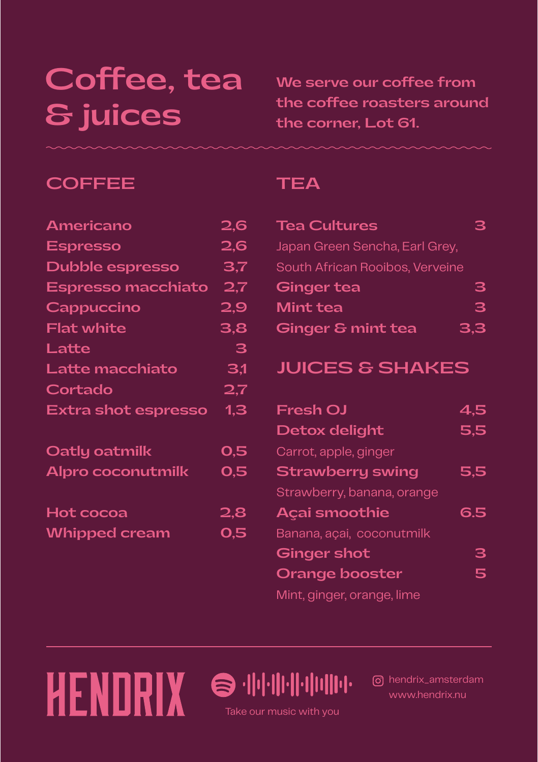# Coffee, tea & juices

We serve our coffee from the coffee roasters around the corner, Lot 61.

## COFFEE

| Item | Price |
|---|---|
| Americano | 2,6 |
| Espresso | 2,6 |
| Dubble espresso | 3,7 |
| Espresso macchiato | 2,7 |
| Cappuccino | 2,9 |
| Flat white | 3,8 |
| Latte | 3 |
| Latte macchiato | 3,1 |
| Cortado | 2,7 |
| Extra shot espresso | 1,3 |

| Item | Price |
|---|---|
| Oatly oatmilk | 0,5 |
| Alpro coconutmilk | 0,5 |

| Item | Price |
|---|---|
| Hot cocoa | 2,8 |
| Whipped cream | 0,5 |

## TEA

**Tea Cultures** 3
Japan Green Sencha, Earl Grey, South African Rooibos, Verveine

**Ginger tea** 3

**Mint tea** 3

**Ginger & mint tea** 3,3

## JUICES & SHAKES

**Fresh OJ** 4,5

**Detox delight** 5,5
Carrot, apple, ginger

**Strawberry swing** 5,5
Strawberry, banana, orange

**Açai smoothie** 6.5
Banana, açai, coconutmilk

**Ginger shot** 3

**Orange booster** 5
Mint, ginger, orange, lime

---

HENDRIX

Take our music with you

hendrix_amsterdam
www.hendrix.nu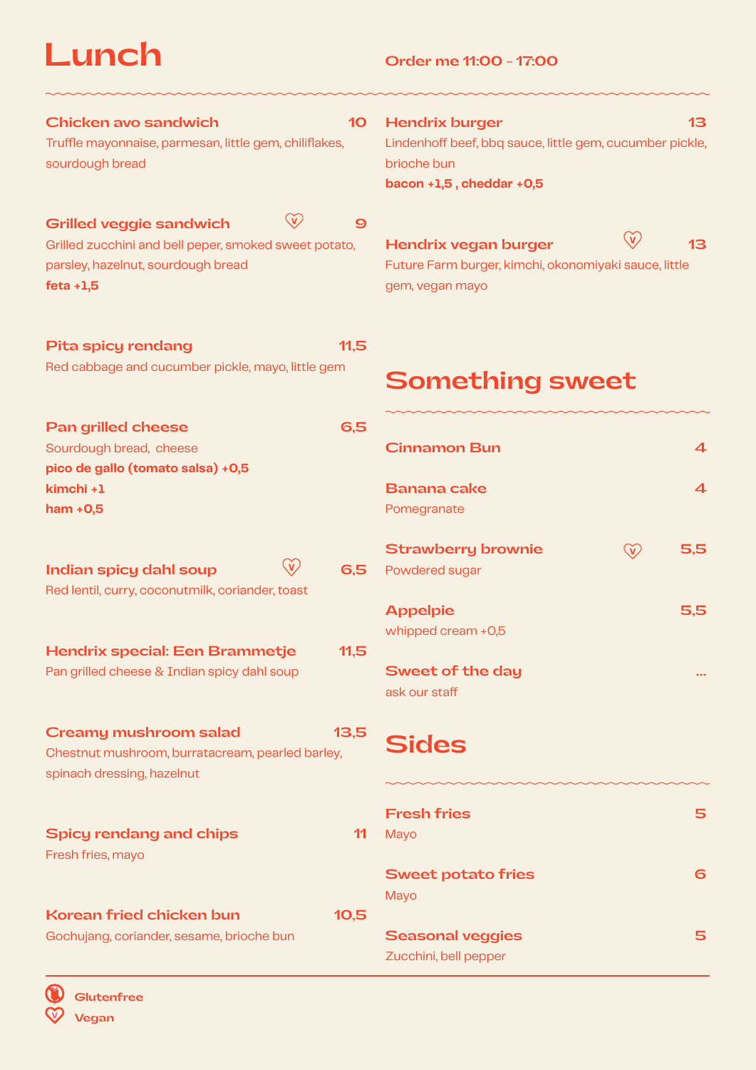# Lunch

**Order me 11:00 - 17:00**

**Chicken avo sandwich** — **10**
Truffle mayonnaise, parmesan, little gem, chiliflakes, sourdough bread

**Grilled veggie sandwich** (Vegan) — **9**
Grilled zucchini and bell peper, smoked sweet potato, parsley, hazelnut, sourdough bread
**feta +1,5**

**Pita spicy rendang** — **11,5**
Red cabbage and cucumber pickle, mayo, little gem

**Pan grilled cheese** — **6,5**
Sourdough bread, cheese
**pico de gallo (tomato salsa) +0,5**
**kimchi +1**
**ham +0,5**

**Indian spicy dahl soup** (Vegan) — **6,5**
Red lentil, curry, coconutmilk, coriander, toast

**Hendrix special: Een Brammetje** — **11,5**
Pan grilled cheese & Indian spicy dahl soup

**Creamy mushroom salad** — **13,5**
Chestnut mushroom, burratacream, pearled barley, spinach dressing, hazelnut

**Spicy rendang and chips** — **11**
Fresh fries, mayo

**Korean fried chicken bun** — **10,5**
Gochujang, coriander, sesame, brioche bun

**Hendrix burger** — **13**
Lindenhoff beef, bbq sauce, little gem, cucumber pickle, brioche bun
**bacon +1,5 , cheddar +0,5**

**Hendrix vegan burger** (Vegan) — **13**
Future Farm burger, kimchi, okonomiyaki sauce, little gem, vegan mayo

## Something sweet

**Cinnamon Bun** — **4**

**Banana cake** — **4**
Pomegranate

**Strawberry brownie** (Vegan) — **5,5**
Powdered sugar

**Appelpie** — **5,5**
whipped cream +0,5

**Sweet of the day** — **...**
ask our staff

## Sides

**Fresh fries** — **5**
Mayo

**Sweet potato fries** — **6**
Mayo

**Seasonal veggies** — **5**
Zucchini, bell pepper

**Glutenfree**
**Vegan**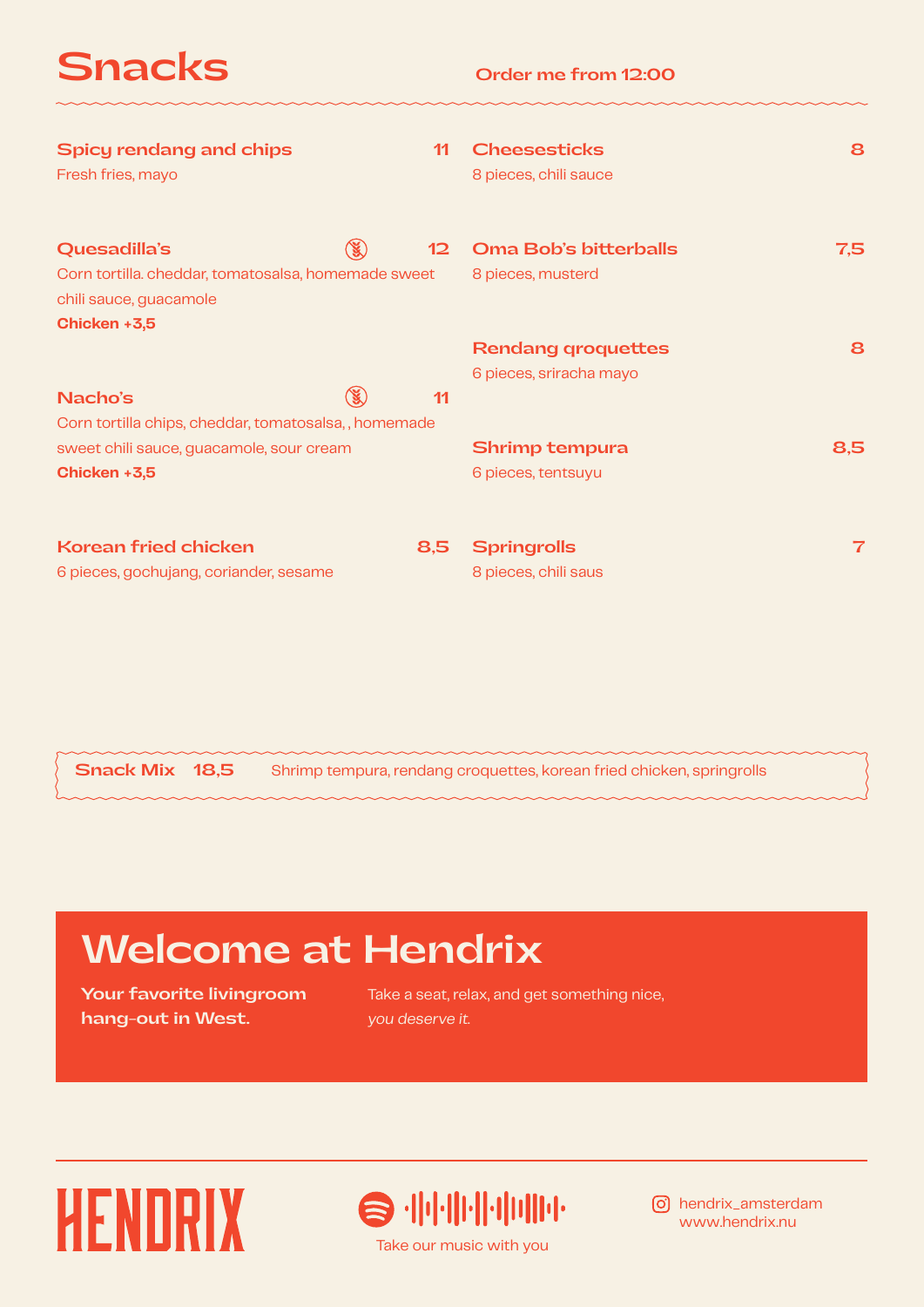# Snacks

**Order me from 12:00**

**Spicy rendang and chips** — **11**
Fresh fries, mayo

**Quesadilla's** — **12**
Corn tortilla. cheddar, tomatosalsa, homemade sweet chili sauce, guacamole
**Chicken +3,5**

**Nacho's** — **11**
Corn tortilla chips, cheddar, tomatosalsa, , homemade sweet chili sauce, guacamole, sour cream
**Chicken +3,5**

**Korean fried chicken** — **8,5**
6 pieces, gochujang, coriander, sesame

**Cheesesticks** — **8**
8 pieces, chili sauce

**Oma Bob's bitterballs** — **7,5**
8 pieces, musterd

**Rendang qroquettes** — **8**
6 pieces, sriracha mayo

**Shrimp tempura** — **8,5**
6 pieces, tentsuyu

**Springrolls** — **7**
8 pieces, chili saus

**Snack Mix 18,5** Shrimp tempura, rendang croquettes, korean fried chicken, springrolls

## Welcome at Hendrix

**Your favorite livingroom hang-out in West.**

Take a seat, relax, and get something nice, *you deserve it.*

HENDRIX

Take our music with you

hendrix_amsterdam
www.hendrix.nu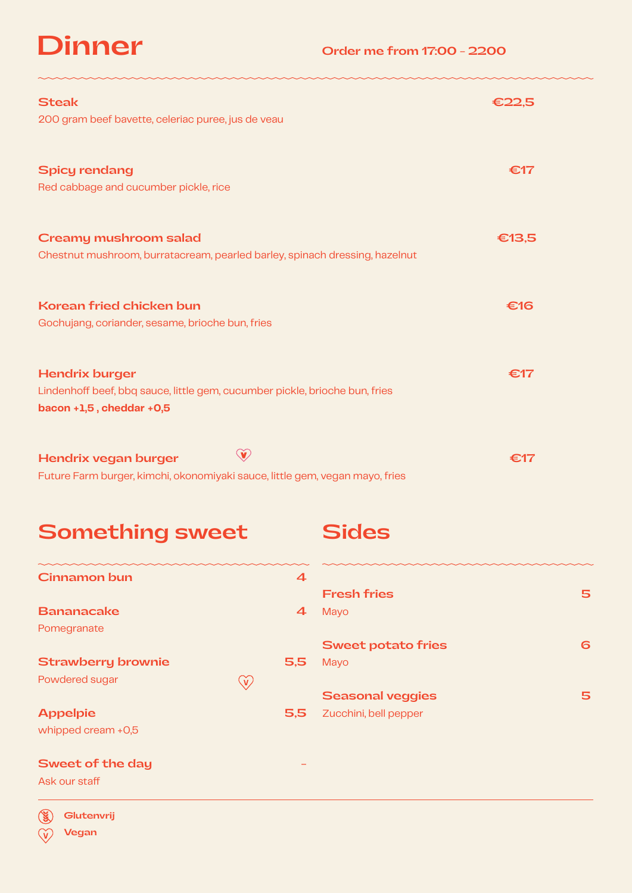# Dinner

Order me from 17:00 - 2200

**Steak** — €22,5
200 gram beef bavette, celeriac puree, jus de veau

**Spicy rendang** — €17
Red cabbage and cucumber pickle, rice

**Creamy mushroom salad** — €13,5
Chestnut mushroom, burratacream, pearled barley, spinach dressing, hazelnut

**Korean fried chicken bun** — €16
Gochujang, coriander, sesame, brioche bun, fries

**Hendrix burger** — €17
Lindenhoff beef, bbq sauce, little gem, cucumber pickle, brioche bun, fries
**bacon +1,5 , cheddar +0,5**

**Hendrix vegan burger** (Vegan) — €17
Future Farm burger, kimchi, okonomiyaki sauce, little gem, vegan mayo, fries

## Something sweet

**Cinnamon bun** — 4

**Bananacake** — 4
Pomegranate

**Strawberry brownie** (Vegan) — 5,5
Powdered sugar

**Appelpie** — 5,5
whipped cream +0,5

**Sweet of the day** — –
Ask our staff

## Sides

**Fresh fries** — 5
Mayo

**Sweet potato fries** — 6
Mayo

**Seasonal veggies** — 5
Zucchini, bell pepper

**Glutenvrij**
**Vegan**